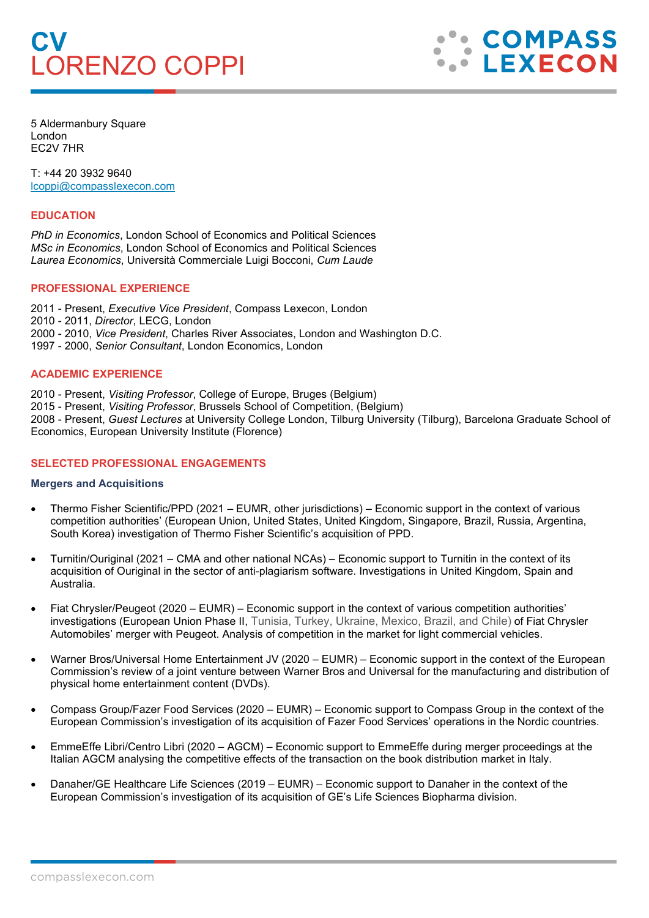# CV
# LORENZO COPPI

COMPASS LEXECON

5 Aldermanbury Square
London
EC2V 7HR

T: +44 20 3932 9640
lcoppi@compasslexecon.com

## EDUCATION

*PhD in Economics*, London School of Economics and Political Sciences
*MSc in Economics*, London School of Economics and Political Sciences
*Laurea Economics*, Università Commerciale Luigi Bocconi, *Cum Laude*

## PROFESSIONAL EXPERIENCE

2011 - Present, *Executive Vice President*, Compass Lexecon, London
2010 - 2011, *Director*, LECG, London
2000 - 2010, *Vice President*, Charles River Associates, London and Washington D.C.
1997 - 2000, *Senior Consultant*, London Economics, London

## ACADEMIC EXPERIENCE

2010 - Present, *Visiting Professor*, College of Europe, Bruges (Belgium)
2015 - Present, *Visiting Professor*, Brussels School of Competition, (Belgium)
2008 - Present, *Guest Lectures* at University College London, Tilburg University (Tilburg), Barcelona Graduate School of Economics, European University Institute (Florence)

## SELECTED PROFESSIONAL ENGAGEMENTS

### Mergers and Acquisitions

- Thermo Fisher Scientific/PPD (2021 – EUMR, other jurisdictions) – Economic support in the context of various competition authorities' (European Union, United States, United Kingdom, Singapore, Brazil, Russia, Argentina, South Korea) investigation of Thermo Fisher Scientific's acquisition of PPD.

- Turnitin/Ouriginal (2021 – CMA and other national NCAs) – Economic support to Turnitin in the context of its acquisition of Ouriginal in the sector of anti-plagiarism software. Investigations in United Kingdom, Spain and Australia.

- Fiat Chrysler/Peugeot (2020 – EUMR) – Economic support in the context of various competition authorities' investigations (European Union Phase II, Tunisia, Turkey, Ukraine, Mexico, Brazil, and Chile) of Fiat Chrysler Automobiles' merger with Peugeot. Analysis of competition in the market for light commercial vehicles.

- Warner Bros/Universal Home Entertainment JV (2020 – EUMR) – Economic support in the context of the European Commission's review of a joint venture between Warner Bros and Universal for the manufacturing and distribution of physical home entertainment content (DVDs).

- Compass Group/Fazer Food Services (2020 – EUMR) – Economic support to Compass Group in the context of the European Commission's investigation of its acquisition of Fazer Food Services' operations in the Nordic countries.

- EmmeEffe Libri/Centro Libri (2020 – AGCM) – Economic support to EmmeEffe during merger proceedings at the Italian AGCM analysing the competitive effects of the transaction on the book distribution market in Italy.

- Danaher/GE Healthcare Life Sciences (2019 – EUMR) – Economic support to Danaher in the context of the European Commission's investigation of its acquisition of GE's Life Sciences Biopharma division.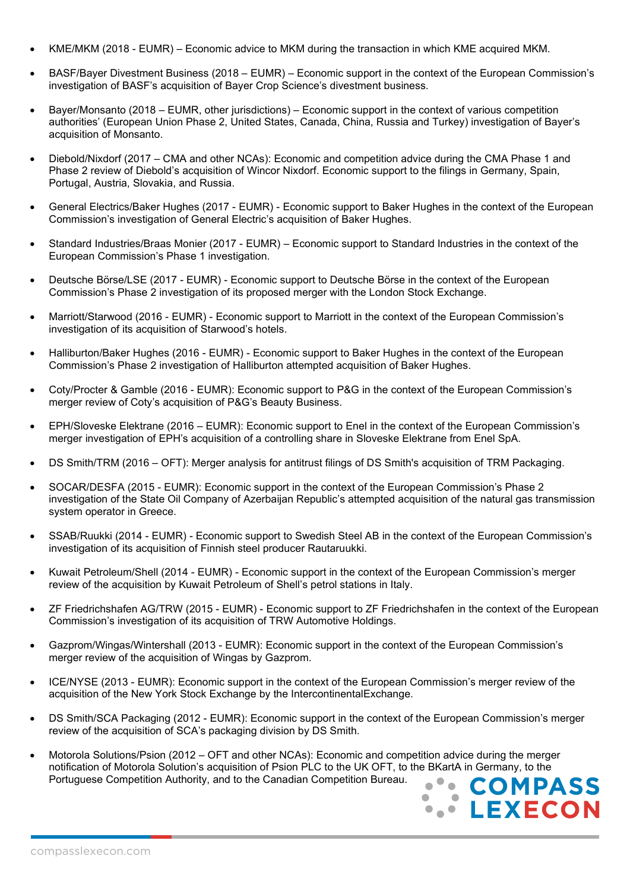- KME/MKM (2018 - EUMR) – Economic advice to MKM during the transaction in which KME acquired MKM.
- BASF/Bayer Divestment Business (2018 – EUMR) – Economic support in the context of the European Commission's investigation of BASF's acquisition of Bayer Crop Science's divestment business.
- Bayer/Monsanto (2018 – EUMR, other jurisdictions) – Economic support in the context of various competition authorities' (European Union Phase 2, United States, Canada, China, Russia and Turkey) investigation of Bayer's acquisition of Monsanto.
- Diebold/Nixdorf (2017 – CMA and other NCAs): Economic and competition advice during the CMA Phase 1 and Phase 2 review of Diebold's acquisition of Wincor Nixdorf. Economic support to the filings in Germany, Spain, Portugal, Austria, Slovakia, and Russia.
- General Electrics/Baker Hughes (2017 - EUMR) - Economic support to Baker Hughes in the context of the European Commission's investigation of General Electric's acquisition of Baker Hughes.
- Standard Industries/Braas Monier (2017 - EUMR) – Economic support to Standard Industries in the context of the European Commission's Phase 1 investigation.
- Deutsche Börse/LSE (2017 - EUMR) - Economic support to Deutsche Börse in the context of the European Commission's Phase 2 investigation of its proposed merger with the London Stock Exchange.
- Marriott/Starwood (2016 - EUMR) - Economic support to Marriott in the context of the European Commission's investigation of its acquisition of Starwood's hotels.
- Halliburton/Baker Hughes (2016 - EUMR) - Economic support to Baker Hughes in the context of the European Commission's Phase 2 investigation of Halliburton attempted acquisition of Baker Hughes.
- Coty/Procter & Gamble (2016 - EUMR): Economic support to P&G in the context of the European Commission's merger review of Coty's acquisition of P&G's Beauty Business.
- EPH/Sloveske Elektrane (2016 – EUMR): Economic support to Enel in the context of the European Commission's merger investigation of EPH's acquisition of a controlling share in Sloveske Elektrane from Enel SpA.
- DS Smith/TRM (2016 – OFT): Merger analysis for antitrust filings of DS Smith's acquisition of TRM Packaging.
- SOCAR/DESFA (2015 - EUMR): Economic support in the context of the European Commission's Phase 2 investigation of the State Oil Company of Azerbaijan Republic's attempted acquisition of the natural gas transmission system operator in Greece.
- SSAB/Ruukki (2014 - EUMR) - Economic support to Swedish Steel AB in the context of the European Commission's investigation of its acquisition of Finnish steel producer Rautaruukki.
- Kuwait Petroleum/Shell (2014 - EUMR) - Economic support in the context of the European Commission's merger review of the acquisition by Kuwait Petroleum of Shell's petrol stations in Italy.
- ZF Friedrichshafen AG/TRW (2015 - EUMR) - Economic support to ZF Friedrichshafen in the context of the European Commission's investigation of its acquisition of TRW Automotive Holdings.
- Gazprom/Wingas/Wintershall (2013 - EUMR): Economic support in the context of the European Commission's merger review of the acquisition of Wingas by Gazprom.
- ICE/NYSE (2013 - EUMR): Economic support in the context of the European Commission's merger review of the acquisition of the New York Stock Exchange by the IntercontinentalExchange.
- DS Smith/SCA Packaging (2012 - EUMR): Economic support in the context of the European Commission's merger review of the acquisition of SCA's packaging division by DS Smith.
- Motorola Solutions/Psion (2012 – OFT and other NCAs): Economic and competition advice during the merger notification of Motorola Solution's acquisition of Psion PLC to the UK OFT, to the BKartA in Germany, to the Portuguese Competition Authority, and to the Canadian Competition Bureau.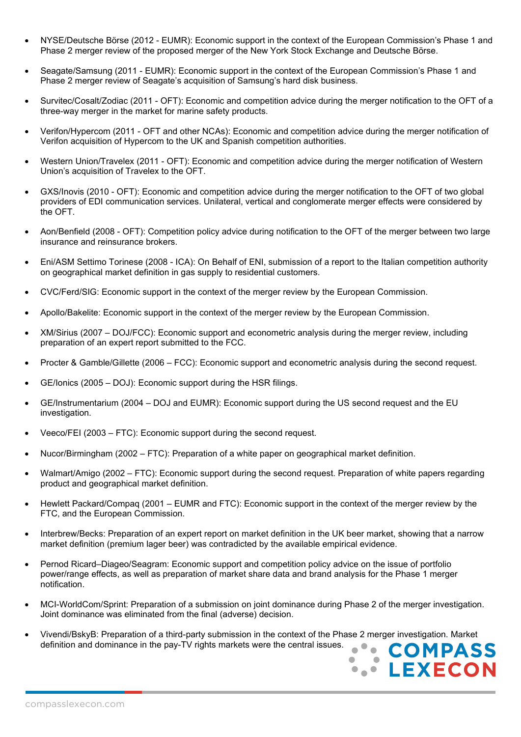- NYSE/Deutsche Börse (2012 - EUMR): Economic support in the context of the European Commission's Phase 1 and Phase 2 merger review of the proposed merger of the New York Stock Exchange and Deutsche Börse.
- Seagate/Samsung (2011 - EUMR): Economic support in the context of the European Commission's Phase 1 and Phase 2 merger review of Seagate's acquisition of Samsung's hard disk business.
- Survitec/Cosalt/Zodiac (2011 - OFT): Economic and competition advice during the merger notification to the OFT of a three-way merger in the market for marine safety products.
- Verifon/Hypercom (2011 - OFT and other NCAs): Economic and competition advice during the merger notification of Verifon acquisition of Hypercom to the UK and Spanish competition authorities.
- Western Union/Travelex (2011 - OFT): Economic and competition advice during the merger notification of Western Union's acquisition of Travelex to the OFT.
- GXS/Inovis (2010 - OFT): Economic and competition advice during the merger notification to the OFT of two global providers of EDI communication services. Unilateral, vertical and conglomerate merger effects were considered by the OFT.
- Aon/Benfield (2008 - OFT): Competition policy advice during notification to the OFT of the merger between two large insurance and reinsurance brokers.
- Eni/ASM Settimo Torinese (2008 - ICA): On Behalf of ENI, submission of a report to the Italian competition authority on geographical market definition in gas supply to residential customers.
- CVC/Ferd/SIG: Economic support in the context of the merger review by the European Commission.
- Apollo/Bakelite: Economic support in the context of the merger review by the European Commission.
- XM/Sirius (2007 – DOJ/FCC): Economic support and econometric analysis during the merger review, including preparation of an expert report submitted to the FCC.
- Procter & Gamble/Gillette (2006 – FCC): Economic support and econometric analysis during the second request.
- GE/Ionics (2005 – DOJ): Economic support during the HSR filings.
- GE/Instrumentarium (2004 – DOJ and EUMR): Economic support during the US second request and the EU investigation.
- Veeco/FEI (2003 – FTC): Economic support during the second request.
- Nucor/Birmingham (2002 – FTC): Preparation of a white paper on geographical market definition.
- Walmart/Amigo (2002 – FTC): Economic support during the second request. Preparation of white papers regarding product and geographical market definition.
- Hewlett Packard/Compaq (2001 – EUMR and FTC): Economic support in the context of the merger review by the FTC, and the European Commission.
- Interbrew/Becks: Preparation of an expert report on market definition in the UK beer market, showing that a narrow market definition (premium lager beer) was contradicted by the available empirical evidence.
- Pernod Ricard–Diageo/Seagram: Economic support and competition policy advice on the issue of portfolio power/range effects, as well as preparation of market share data and brand analysis for the Phase 1 merger notification.
- MCI-WorldCom/Sprint: Preparation of a submission on joint dominance during Phase 2 of the merger investigation. Joint dominance was eliminated from the final (adverse) decision.
- Vivendi/BskyB: Preparation of a third-party submission in the context of the Phase 2 merger investigation. Market definition and dominance in the pay-TV rights markets were the central issues.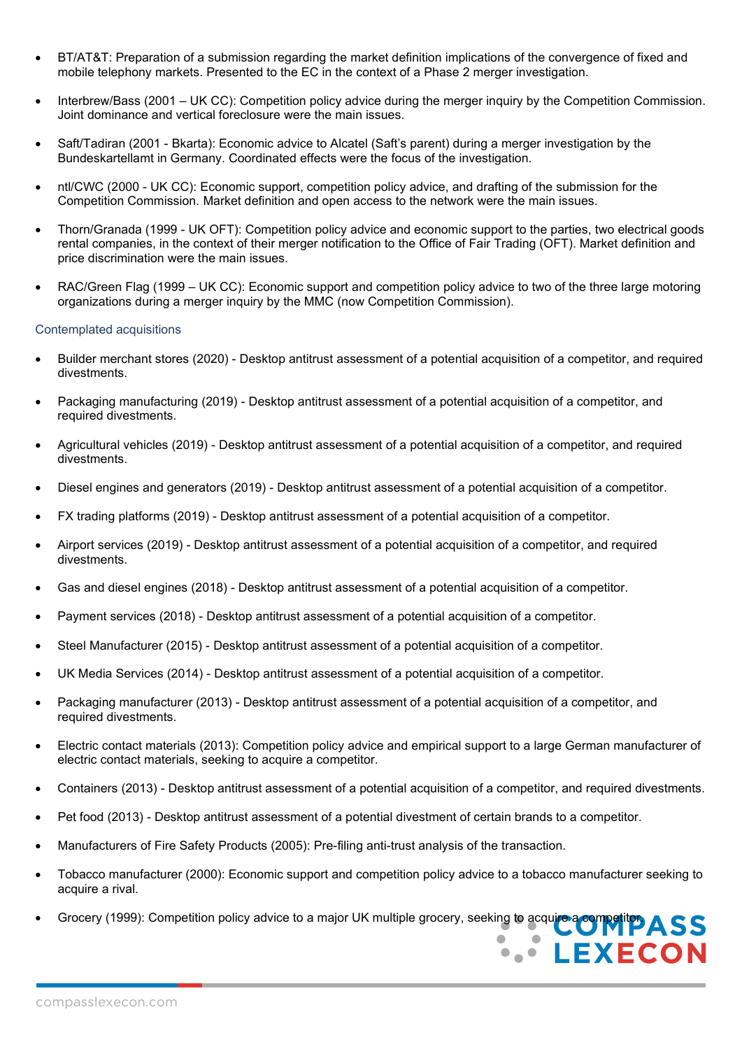- BT/AT&T: Preparation of a submission regarding the market definition implications of the convergence of fixed and mobile telephony markets. Presented to the EC in the context of a Phase 2 merger investigation.

- Interbrew/Bass (2001 – UK CC): Competition policy advice during the merger inquiry by the Competition Commission. Joint dominance and vertical foreclosure were the main issues.

- Saft/Tadiran (2001 - Bkarta): Economic advice to Alcatel (Saft's parent) during a merger investigation by the Bundeskartellamt in Germany. Coordinated effects were the focus of the investigation.

- ntl/CWC (2000 - UK CC): Economic support, competition policy advice, and drafting of the submission for the Competition Commission. Market definition and open access to the network were the main issues.

- Thorn/Granada (1999 - UK OFT): Competition policy advice and economic support to the parties, two electrical goods rental companies, in the context of their merger notification to the Office of Fair Trading (OFT). Market definition and price discrimination were the main issues.

- RAC/Green Flag (1999 – UK CC): Economic support and competition policy advice to two of the three large motoring organizations during a merger inquiry by the MMC (now Competition Commission).

### Contemplated acquisitions

- Builder merchant stores (2020) - Desktop antitrust assessment of a potential acquisition of a competitor, and required divestments.

- Packaging manufacturing (2019) - Desktop antitrust assessment of a potential acquisition of a competitor, and required divestments.

- Agricultural vehicles (2019) - Desktop antitrust assessment of a potential acquisition of a competitor, and required divestments.

- Diesel engines and generators (2019) - Desktop antitrust assessment of a potential acquisition of a competitor.

- FX trading platforms (2019) - Desktop antitrust assessment of a potential acquisition of a competitor.

- Airport services (2019) - Desktop antitrust assessment of a potential acquisition of a competitor, and required divestments.

- Gas and diesel engines (2018) - Desktop antitrust assessment of a potential acquisition of a competitor.

- Payment services (2018) - Desktop antitrust assessment of a potential acquisition of a competitor.

- Steel Manufacturer (2015) - Desktop antitrust assessment of a potential acquisition of a competitor.

- UK Media Services (2014) - Desktop antitrust assessment of a potential acquisition of a competitor.

- Packaging manufacturer (2013) - Desktop antitrust assessment of a potential acquisition of a competitor, and required divestments.

- Electric contact materials (2013): Competition policy advice and empirical support to a large German manufacturer of electric contact materials, seeking to acquire a competitor.

- Containers (2013) - Desktop antitrust assessment of a potential acquisition of a competitor, and required divestments.

- Pet food (2013) - Desktop antitrust assessment of a potential divestment of certain brands to a competitor.

- Manufacturers of Fire Safety Products (2005): Pre-filing anti-trust analysis of the transaction.

- Tobacco manufacturer (2000): Economic support and competition policy advice to a tobacco manufacturer seeking to acquire a rival.

- Grocery (1999): Competition policy advice to a major UK multiple grocery, seeking to acquire a competitor.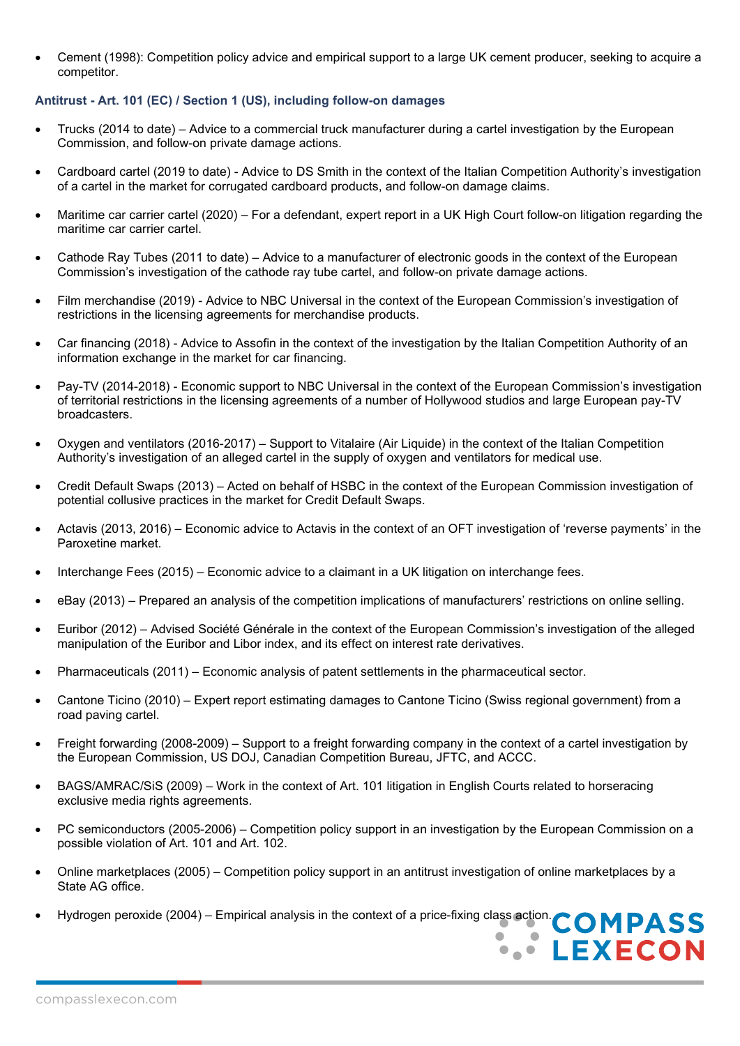- Cement (1998): Competition policy advice and empirical support to a large UK cement producer, seeking to acquire a competitor.

### Antitrust - Art. 101 (EC) / Section 1 (US), including follow-on damages

- Trucks (2014 to date) – Advice to a commercial truck manufacturer during a cartel investigation by the European Commission, and follow-on private damage actions.
- Cardboard cartel (2019 to date) - Advice to DS Smith in the context of the Italian Competition Authority's investigation of a cartel in the market for corrugated cardboard products, and follow-on damage claims.
- Maritime car carrier cartel (2020) – For a defendant, expert report in a UK High Court follow-on litigation regarding the maritime car carrier cartel.
- Cathode Ray Tubes (2011 to date) – Advice to a manufacturer of electronic goods in the context of the European Commission's investigation of the cathode ray tube cartel, and follow-on private damage actions.
- Film merchandise (2019) - Advice to NBC Universal in the context of the European Commission's investigation of restrictions in the licensing agreements for merchandise products.
- Car financing (2018) - Advice to Assofin in the context of the investigation by the Italian Competition Authority of an information exchange in the market for car financing.
- Pay-TV (2014-2018) - Economic support to NBC Universal in the context of the European Commission's investigation of territorial restrictions in the licensing agreements of a number of Hollywood studios and large European pay-TV broadcasters.
- Oxygen and ventilators (2016-2017) – Support to Vitalaire (Air Liquide) in the context of the Italian Competition Authority's investigation of an alleged cartel in the supply of oxygen and ventilators for medical use.
- Credit Default Swaps (2013) – Acted on behalf of HSBC in the context of the European Commission investigation of potential collusive practices in the market for Credit Default Swaps.
- Actavis (2013, 2016) – Economic advice to Actavis in the context of an OFT investigation of 'reverse payments' in the Paroxetine market.
- Interchange Fees (2015) – Economic advice to a claimant in a UK litigation on interchange fees.
- eBay (2013) – Prepared an analysis of the competition implications of manufacturers' restrictions on online selling.
- Euribor (2012) – Advised Société Générale in the context of the European Commission's investigation of the alleged manipulation of the Euribor and Libor index, and its effect on interest rate derivatives.
- Pharmaceuticals (2011) – Economic analysis of patent settlements in the pharmaceutical sector.
- Cantone Ticino (2010) – Expert report estimating damages to Cantone Ticino (Swiss regional government) from a road paving cartel.
- Freight forwarding (2008-2009) – Support to a freight forwarding company in the context of a cartel investigation by the European Commission, US DOJ, Canadian Competition Bureau, JFTC, and ACCC.
- BAGS/AMRAC/SiS (2009) – Work in the context of Art. 101 litigation in English Courts related to horseracing exclusive media rights agreements.
- PC semiconductors (2005-2006) – Competition policy support in an investigation by the European Commission on a possible violation of Art. 101 and Art. 102.
- Online marketplaces (2005) – Competition policy support in an antitrust investigation of online marketplaces by a State AG office.
- Hydrogen peroxide (2004) – Empirical analysis in the context of a price-fixing class action.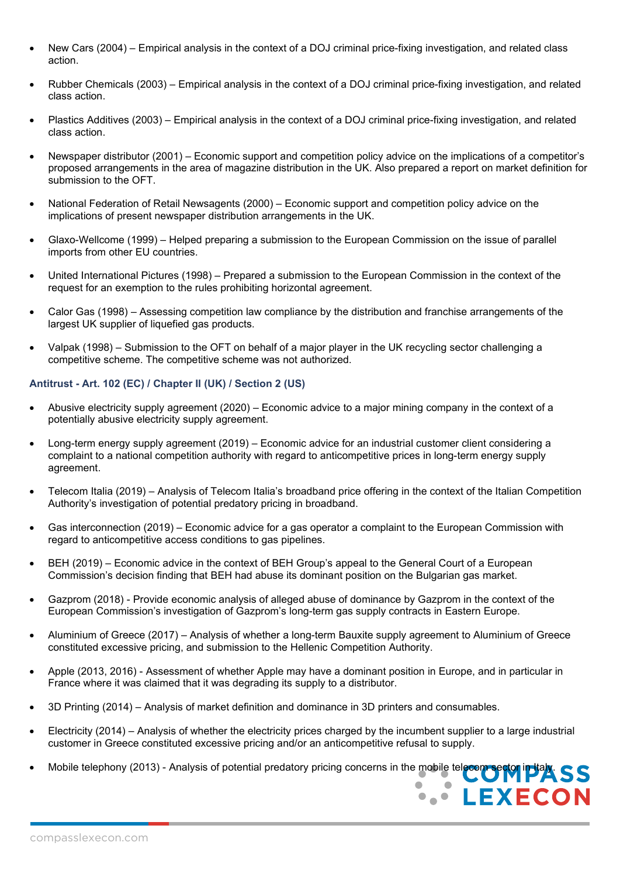- New Cars (2004) – Empirical analysis in the context of a DOJ criminal price-fixing investigation, and related class action.

- Rubber Chemicals (2003) – Empirical analysis in the context of a DOJ criminal price-fixing investigation, and related class action.

- Plastics Additives (2003) – Empirical analysis in the context of a DOJ criminal price-fixing investigation, and related class action.

- Newspaper distributor (2001) – Economic support and competition policy advice on the implications of a competitor's proposed arrangements in the area of magazine distribution in the UK. Also prepared a report on market definition for submission to the OFT.

- National Federation of Retail Newsagents (2000) – Economic support and competition policy advice on the implications of present newspaper distribution arrangements in the UK.

- Glaxo-Wellcome (1999) – Helped preparing a submission to the European Commission on the issue of parallel imports from other EU countries.

- United International Pictures (1998) – Prepared a submission to the European Commission in the context of the request for an exemption to the rules prohibiting horizontal agreement.

- Calor Gas (1998) – Assessing competition law compliance by the distribution and franchise arrangements of the largest UK supplier of liquefied gas products.

- Valpak (1998) – Submission to the OFT on behalf of a major player in the UK recycling sector challenging a competitive scheme. The competitive scheme was not authorized.

**Antitrust - Art. 102 (EC) / Chapter II (UK) / Section 2 (US)**

- Abusive electricity supply agreement (2020) – Economic advice to a major mining company in the context of a potentially abusive electricity supply agreement.

- Long-term energy supply agreement (2019) – Economic advice for an industrial customer client considering a complaint to a national competition authority with regard to anticompetitive prices in long-term energy supply agreement.

- Telecom Italia (2019) – Analysis of Telecom Italia's broadband price offering in the context of the Italian Competition Authority's investigation of potential predatory pricing in broadband.

- Gas interconnection (2019) – Economic advice for a gas operator a complaint to the European Commission with regard to anticompetitive access conditions to gas pipelines.

- BEH (2019) – Economic advice in the context of BEH Group's appeal to the General Court of a European Commission's decision finding that BEH had abuse its dominant position on the Bulgarian gas market.

- Gazprom (2018) - Provide economic analysis of alleged abuse of dominance by Gazprom in the context of the European Commission's investigation of Gazprom's long-term gas supply contracts in Eastern Europe.

- Aluminium of Greece (2017) – Analysis of whether a long-term Bauxite supply agreement to Aluminium of Greece constituted excessive pricing, and submission to the Hellenic Competition Authority.

- Apple (2013, 2016) - Assessment of whether Apple may have a dominant position in Europe, and in particular in France where it was claimed that it was degrading its supply to a distributor.

- 3D Printing (2014) – Analysis of market definition and dominance in 3D printers and consumables.

- Electricity (2014) – Analysis of whether the electricity prices charged by the incumbent supplier to a large industrial customer in Greece constituted excessive pricing and/or an anticompetitive refusal to supply.

- Mobile telephony (2013) - Analysis of potential predatory pricing concerns in the mobile telecom sector in Italy.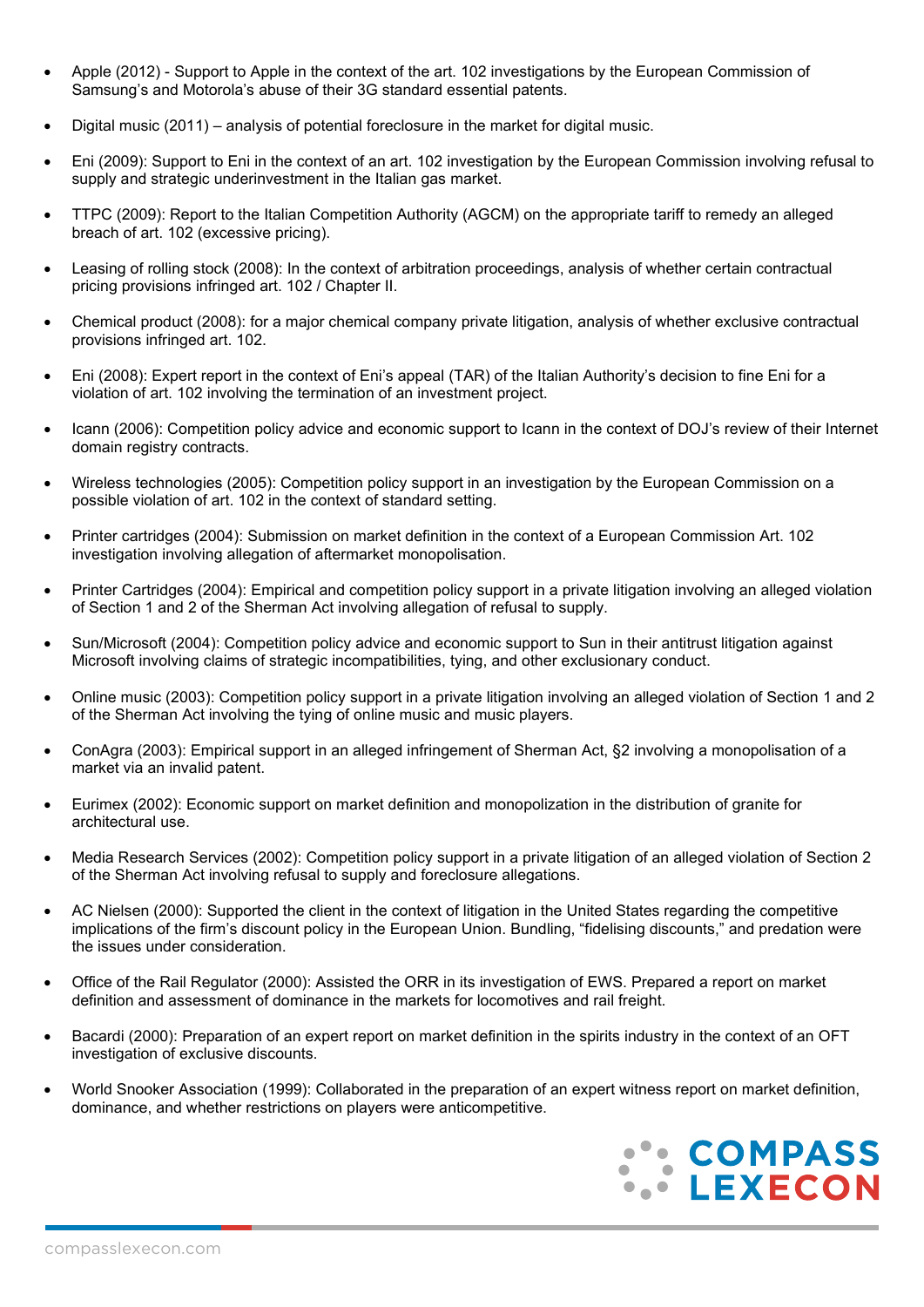- Apple (2012) - Support to Apple in the context of the art. 102 investigations by the European Commission of Samsung's and Motorola's abuse of their 3G standard essential patents.

- Digital music (2011) – analysis of potential foreclosure in the market for digital music.

- Eni (2009): Support to Eni in the context of an art. 102 investigation by the European Commission involving refusal to supply and strategic underinvestment in the Italian gas market.

- TTPC (2009): Report to the Italian Competition Authority (AGCM) on the appropriate tariff to remedy an alleged breach of art. 102 (excessive pricing).

- Leasing of rolling stock (2008): In the context of arbitration proceedings, analysis of whether certain contractual pricing provisions infringed art. 102 / Chapter II.

- Chemical product (2008): for a major chemical company private litigation, analysis of whether exclusive contractual provisions infringed art. 102.

- Eni (2008): Expert report in the context of Eni's appeal (TAR) of the Italian Authority's decision to fine Eni for a violation of art. 102 involving the termination of an investment project.

- Icann (2006): Competition policy advice and economic support to Icann in the context of DOJ's review of their Internet domain registry contracts.

- Wireless technologies (2005): Competition policy support in an investigation by the European Commission on a possible violation of art. 102 in the context of standard setting.

- Printer cartridges (2004): Submission on market definition in the context of a European Commission Art. 102 investigation involving allegation of aftermarket monopolisation.

- Printer Cartridges (2004): Empirical and competition policy support in a private litigation involving an alleged violation of Section 1 and 2 of the Sherman Act involving allegation of refusal to supply.

- Sun/Microsoft (2004): Competition policy advice and economic support to Sun in their antitrust litigation against Microsoft involving claims of strategic incompatibilities, tying, and other exclusionary conduct.

- Online music (2003): Competition policy support in a private litigation involving an alleged violation of Section 1 and 2 of the Sherman Act involving the tying of online music and music players.

- ConAgra (2003): Empirical support in an alleged infringement of Sherman Act, §2 involving a monopolisation of a market via an invalid patent.

- Eurimex (2002): Economic support on market definition and monopolization in the distribution of granite for architectural use.

- Media Research Services (2002): Competition policy support in a private litigation of an alleged violation of Section 2 of the Sherman Act involving refusal to supply and foreclosure allegations.

- AC Nielsen (2000): Supported the client in the context of litigation in the United States regarding the competitive implications of the firm's discount policy in the European Union. Bundling, "fidelising discounts," and predation were the issues under consideration.

- Office of the Rail Regulator (2000): Assisted the ORR in its investigation of EWS. Prepared a report on market definition and assessment of dominance in the markets for locomotives and rail freight.

- Bacardi (2000): Preparation of an expert report on market definition in the spirits industry in the context of an OFT investigation of exclusive discounts.

- World Snooker Association (1999): Collaborated in the preparation of an expert witness report on market definition, dominance, and whether restrictions on players were anticompetitive.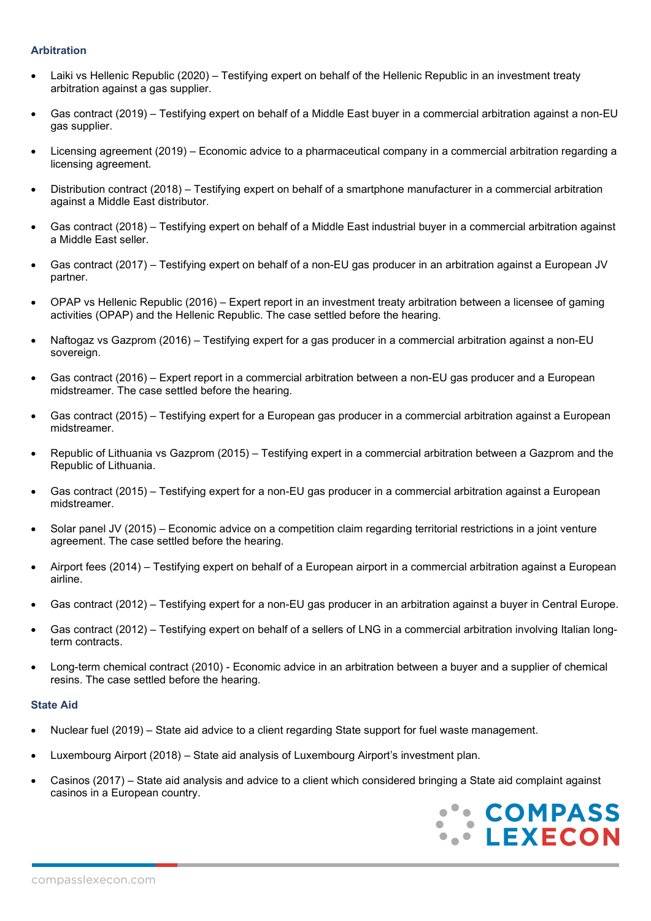### Arbitration

- Laiki vs Hellenic Republic (2020) – Testifying expert on behalf of the Hellenic Republic in an investment treaty arbitration against a gas supplier.
- Gas contract (2019) – Testifying expert on behalf of a Middle East buyer in a commercial arbitration against a non-EU gas supplier.
- Licensing agreement (2019) – Economic advice to a pharmaceutical company in a commercial arbitration regarding a licensing agreement.
- Distribution contract (2018) – Testifying expert on behalf of a smartphone manufacturer in a commercial arbitration against a Middle East distributor.
- Gas contract (2018) – Testifying expert on behalf of a Middle East industrial buyer in a commercial arbitration against a Middle East seller.
- Gas contract (2017) – Testifying expert on behalf of a non-EU gas producer in an arbitration against a European JV partner.
- OPAP vs Hellenic Republic (2016) – Expert report in an investment treaty arbitration between a licensee of gaming activities (OPAP) and the Hellenic Republic. The case settled before the hearing.
- Naftogaz vs Gazprom (2016) – Testifying expert for a gas producer in a commercial arbitration against a non-EU sovereign.
- Gas contract (2016) – Expert report in a commercial arbitration between a non-EU gas producer and a European midstreamer. The case settled before the hearing.
- Gas contract (2015) – Testifying expert for a European gas producer in a commercial arbitration against a European midstreamer.
- Republic of Lithuania vs Gazprom (2015) – Testifying expert in a commercial arbitration between a Gazprom and the Republic of Lithuania.
- Gas contract (2015) – Testifying expert for a non-EU gas producer in a commercial arbitration against a European midstreamer.
- Solar panel JV (2015) – Economic advice on a competition claim regarding territorial restrictions in a joint venture agreement. The case settled before the hearing.
- Airport fees (2014) – Testifying expert on behalf of a European airport in a commercial arbitration against a European airline.
- Gas contract (2012) – Testifying expert for a non-EU gas producer in an arbitration against a buyer in Central Europe.
- Gas contract (2012) – Testifying expert on behalf of a sellers of LNG in a commercial arbitration involving Italian long-term contracts.
- Long-term chemical contract (2010) - Economic advice in an arbitration between a buyer and a supplier of chemical resins. The case settled before the hearing.

### State Aid

- Nuclear fuel (2019) – State aid advice to a client regarding State support for fuel waste management.
- Luxembourg Airport (2018) – State aid analysis of Luxembourg Airport's investment plan.
- Casinos (2017) – State aid analysis and advice to a client which considered bringing a State aid complaint against casinos in a European country.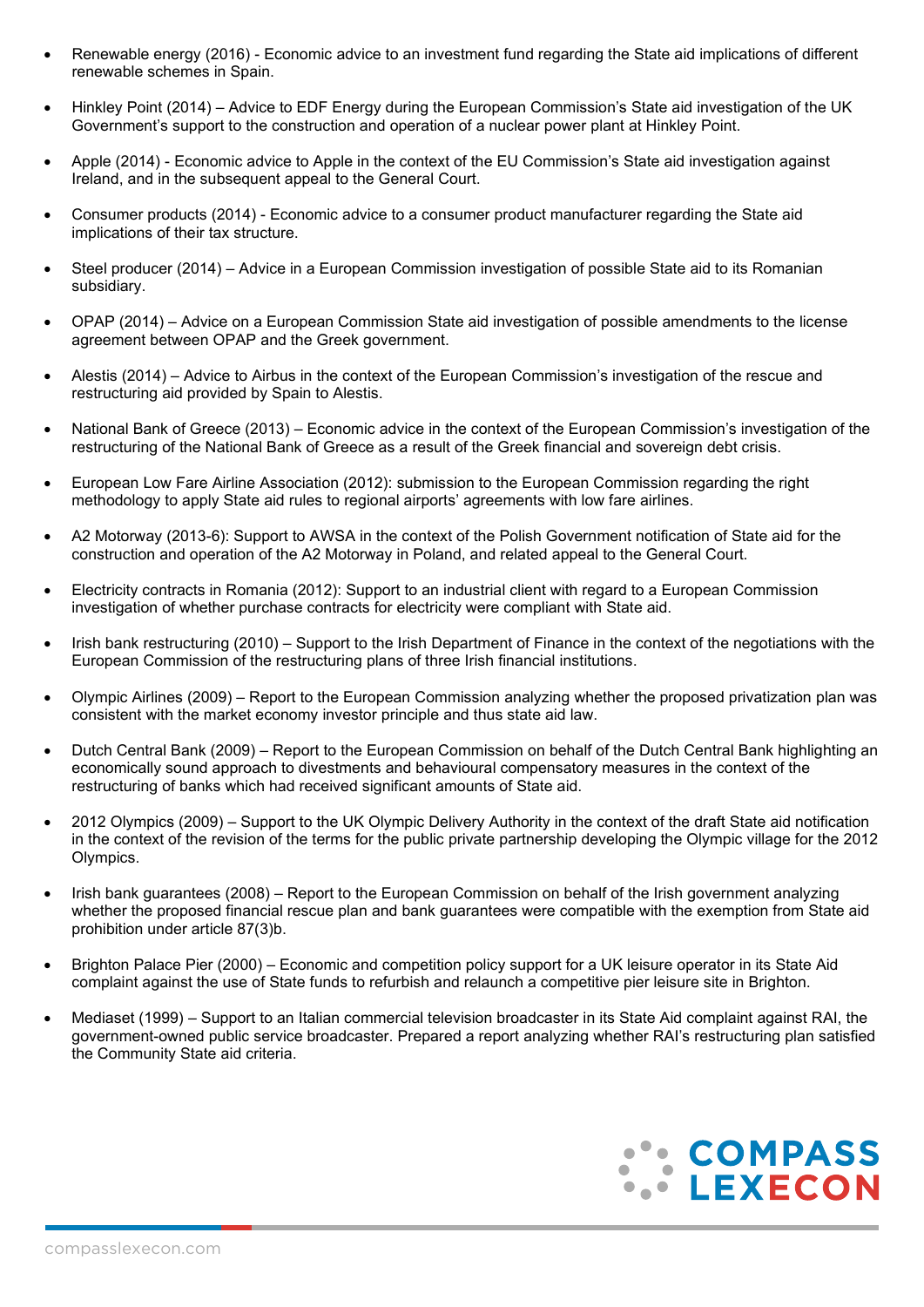- Renewable energy (2016) - Economic advice to an investment fund regarding the State aid implications of different renewable schemes in Spain.
- Hinkley Point (2014) – Advice to EDF Energy during the European Commission's State aid investigation of the UK Government's support to the construction and operation of a nuclear power plant at Hinkley Point.
- Apple (2014) - Economic advice to Apple in the context of the EU Commission's State aid investigation against Ireland, and in the subsequent appeal to the General Court.
- Consumer products (2014) - Economic advice to a consumer product manufacturer regarding the State aid implications of their tax structure.
- Steel producer (2014) – Advice in a European Commission investigation of possible State aid to its Romanian subsidiary.
- OPAP (2014) – Advice on a European Commission State aid investigation of possible amendments to the license agreement between OPAP and the Greek government.
- Alestis (2014) – Advice to Airbus in the context of the European Commission's investigation of the rescue and restructuring aid provided by Spain to Alestis.
- National Bank of Greece (2013) – Economic advice in the context of the European Commission's investigation of the restructuring of the National Bank of Greece as a result of the Greek financial and sovereign debt crisis.
- European Low Fare Airline Association (2012): submission to the European Commission regarding the right methodology to apply State aid rules to regional airports' agreements with low fare airlines.
- A2 Motorway (2013-6): Support to AWSA in the context of the Polish Government notification of State aid for the construction and operation of the A2 Motorway in Poland, and related appeal to the General Court.
- Electricity contracts in Romania (2012): Support to an industrial client with regard to a European Commission investigation of whether purchase contracts for electricity were compliant with State aid.
- Irish bank restructuring (2010) – Support to the Irish Department of Finance in the context of the negotiations with the European Commission of the restructuring plans of three Irish financial institutions.
- Olympic Airlines (2009) – Report to the European Commission analyzing whether the proposed privatization plan was consistent with the market economy investor principle and thus state aid law.
- Dutch Central Bank (2009) – Report to the European Commission on behalf of the Dutch Central Bank highlighting an economically sound approach to divestments and behavioural compensatory measures in the context of the restructuring of banks which had received significant amounts of State aid.
- 2012 Olympics (2009) – Support to the UK Olympic Delivery Authority in the context of the draft State aid notification in the context of the revision of the terms for the public private partnership developing the Olympic village for the 2012 Olympics.
- Irish bank guarantees (2008) – Report to the European Commission on behalf of the Irish government analyzing whether the proposed financial rescue plan and bank guarantees were compatible with the exemption from State aid prohibition under article 87(3)b.
- Brighton Palace Pier (2000) – Economic and competition policy support for a UK leisure operator in its State Aid complaint against the use of State funds to refurbish and relaunch a competitive pier leisure site in Brighton.
- Mediaset (1999) – Support to an Italian commercial television broadcaster in its State Aid complaint against RAI, the government-owned public service broadcaster. Prepared a report analyzing whether RAI's restructuring plan satisfied the Community State aid criteria.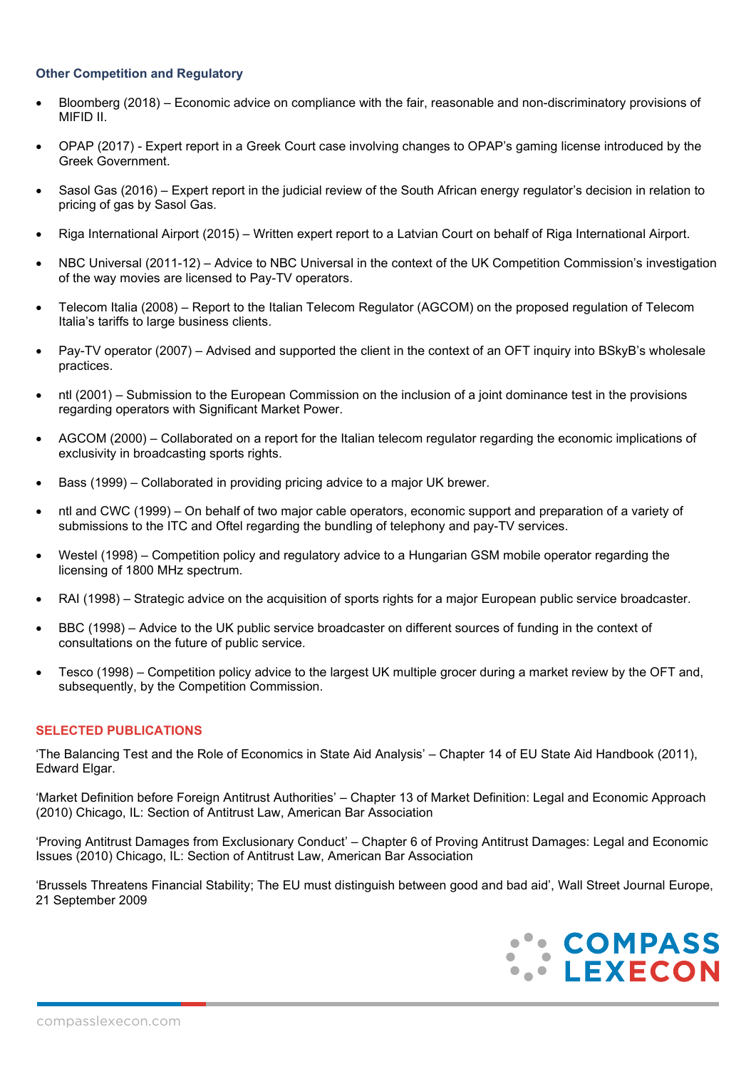### Other Competition and Regulatory

- Bloomberg (2018) – Economic advice on compliance with the fair, reasonable and non-discriminatory provisions of MIFID II.
- OPAP (2017) - Expert report in a Greek Court case involving changes to OPAP's gaming license introduced by the Greek Government.
- Sasol Gas (2016) – Expert report in the judicial review of the South African energy regulator's decision in relation to pricing of gas by Sasol Gas.
- Riga International Airport (2015) – Written expert report to a Latvian Court on behalf of Riga International Airport.
- NBC Universal (2011-12) – Advice to NBC Universal in the context of the UK Competition Commission's investigation of the way movies are licensed to Pay-TV operators.
- Telecom Italia (2008) – Report to the Italian Telecom Regulator (AGCOM) on the proposed regulation of Telecom Italia's tariffs to large business clients.
- Pay-TV operator (2007) – Advised and supported the client in the context of an OFT inquiry into BSkyB's wholesale practices.
- ntl (2001) – Submission to the European Commission on the inclusion of a joint dominance test in the provisions regarding operators with Significant Market Power.
- AGCOM (2000) – Collaborated on a report for the Italian telecom regulator regarding the economic implications of exclusivity in broadcasting sports rights.
- Bass (1999) – Collaborated in providing pricing advice to a major UK brewer.
- ntl and CWC (1999) – On behalf of two major cable operators, economic support and preparation of a variety of submissions to the ITC and Oftel regarding the bundling of telephony and pay-TV services.
- Westel (1998) – Competition policy and regulatory advice to a Hungarian GSM mobile operator regarding the licensing of 1800 MHz spectrum.
- RAI (1998) – Strategic advice on the acquisition of sports rights for a major European public service broadcaster.
- BBC (1998) – Advice to the UK public service broadcaster on different sources of funding in the context of consultations on the future of public service.
- Tesco (1998) – Competition policy advice to the largest UK multiple grocer during a market review by the OFT and, subsequently, by the Competition Commission.

## SELECTED PUBLICATIONS

'The Balancing Test and the Role of Economics in State Aid Analysis' – Chapter 14 of EU State Aid Handbook (2011), Edward Elgar.

'Market Definition before Foreign Antitrust Authorities' – Chapter 13 of Market Definition: Legal and Economic Approach (2010) Chicago, IL: Section of Antitrust Law, American Bar Association

'Proving Antitrust Damages from Exclusionary Conduct' – Chapter 6 of Proving Antitrust Damages: Legal and Economic Issues (2010) Chicago, IL: Section of Antitrust Law, American Bar Association

'Brussels Threatens Financial Stability; The EU must distinguish between good and bad aid', Wall Street Journal Europe, 21 September 2009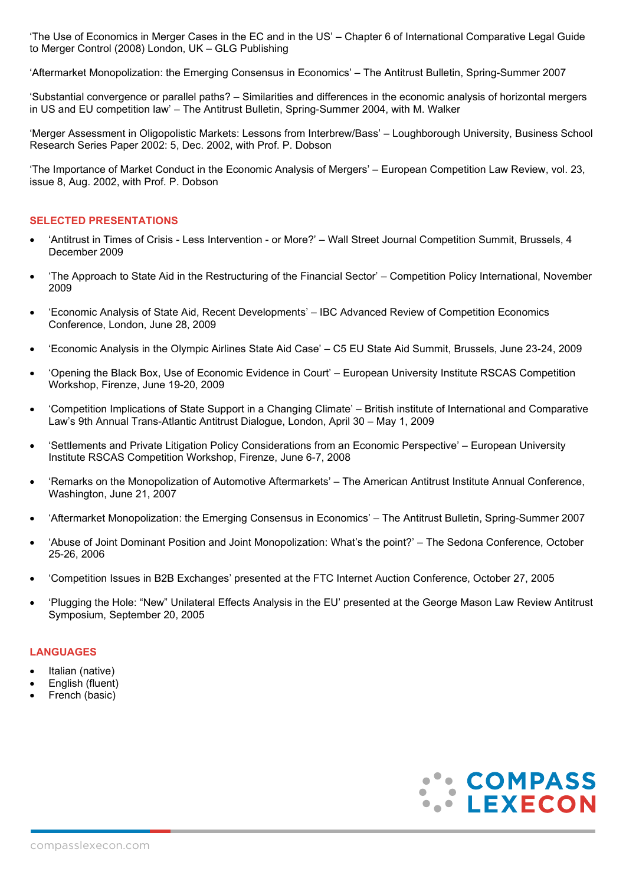'The Use of Economics in Merger Cases in the EC and in the US' – Chapter 6 of International Comparative Legal Guide to Merger Control (2008) London, UK – GLG Publishing

'Aftermarket Monopolization: the Emerging Consensus in Economics' – The Antitrust Bulletin, Spring-Summer 2007

'Substantial convergence or parallel paths? – Similarities and differences in the economic analysis of horizontal mergers in US and EU competition law' – The Antitrust Bulletin, Spring-Summer 2004, with M. Walker

'Merger Assessment in Oligopolistic Markets: Lessons from Interbrew/Bass' – Loughborough University, Business School Research Series Paper 2002: 5, Dec. 2002, with Prof. P. Dobson

'The Importance of Market Conduct in the Economic Analysis of Mergers' – European Competition Law Review, vol. 23, issue 8, Aug. 2002, with Prof. P. Dobson

## SELECTED PRESENTATIONS

- 'Antitrust in Times of Crisis - Less Intervention - or More?' – Wall Street Journal Competition Summit, Brussels, 4 December 2009
- 'The Approach to State Aid in the Restructuring of the Financial Sector' – Competition Policy International, November 2009
- 'Economic Analysis of State Aid, Recent Developments' – IBC Advanced Review of Competition Economics Conference, London, June 28, 2009
- 'Economic Analysis in the Olympic Airlines State Aid Case' – C5 EU State Aid Summit, Brussels, June 23-24, 2009
- 'Opening the Black Box, Use of Economic Evidence in Court' – European University Institute RSCAS Competition Workshop, Firenze, June 19-20, 2009
- 'Competition Implications of State Support in a Changing Climate' – British institute of International and Comparative Law's 9th Annual Trans-Atlantic Antitrust Dialogue, London, April 30 – May 1, 2009
- 'Settlements and Private Litigation Policy Considerations from an Economic Perspective' – European University Institute RSCAS Competition Workshop, Firenze, June 6-7, 2008
- 'Remarks on the Monopolization of Automotive Aftermarkets' – The American Antitrust Institute Annual Conference, Washington, June 21, 2007
- 'Aftermarket Monopolization: the Emerging Consensus in Economics' – The Antitrust Bulletin, Spring-Summer 2007
- 'Abuse of Joint Dominant Position and Joint Monopolization: What's the point?' – The Sedona Conference, October 25-26, 2006
- 'Competition Issues in B2B Exchanges' presented at the FTC Internet Auction Conference, October 27, 2005
- 'Plugging the Hole: "New" Unilateral Effects Analysis in the EU' presented at the George Mason Law Review Antitrust Symposium, September 20, 2005

## LANGUAGES

- Italian (native)
- English (fluent)
- French (basic)